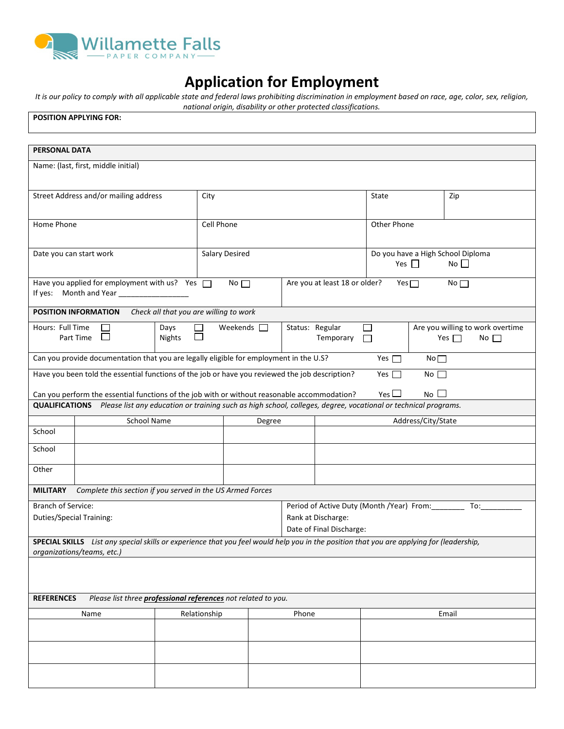Willamette Falls PAPER COMPANY

# Application for Employment

*It is our policy to comply with all applicable state and federal laws prohibiting discrimination in employment based on race, age, color, sex, religion, national origin, disability or other protected classifications.*

**POSITION APPLYING FOR:**

## PERSONAL DATA

| Name: (last, first, middle initial) | | | |
|---|---|---|---|
| Street Address and/or mailing address | City | State | Zip |
| Home Phone | Cell Phone | Other Phone | |
| Date you can start work | Salary Desired | Do you have a High School Diploma Yes ☐ No ☐ | |

Have you applied for employment with us? Yes ☐ No ☐
If yes: Month and Year ________________

Are you at least 18 or older? Yes ☐ No ☐

## POSITION INFORMATION

*Check all that you are willing to work*

| Hours: Full Time ☐ Part Time ☐ | Days ☐ Nights ☐ Weekends ☐ | Status: Regular ☐ Temporary ☐ | Are you willing to work overtime Yes ☐ No ☐ |
|---|---|---|---|

Can you provide documentation that you are legally eligible for employment in the U.S? Yes ☐ No ☐

Have you been told the essential functions of the job or have you reviewed the job description? Yes ☐ No ☐

Can you perform the essential functions of the job with or without reasonable accommodation? Yes ☐ No ☐

## QUALIFICATIONS

*Please list any education or training such as high school, colleges, degree, vocational or technical programs.*

| | School Name | Degree | Address/City/State |
|---|---|---|---|
| School | | | |
| School | | | |
| Other | | | |

## MILITARY

*Complete this section if you served in the US Armed Forces*

Branch of Service:

Duties/Special Training:

Period of Active Duty (Month /Year) From:_______ To:_________

Rank at Discharge:

Date of Final Discharge:

## SPECIAL SKILLS

*List any special skills or experience that you feel would help you in the position that you are applying for (leadership, organizations/teams, etc.)*

## REFERENCES

*Please list three* ***professional references*** *not related to you.*

| Name | Relationship | Phone | Email |
|---|---|---|---|
| | | | |
| | | | |
| | | | |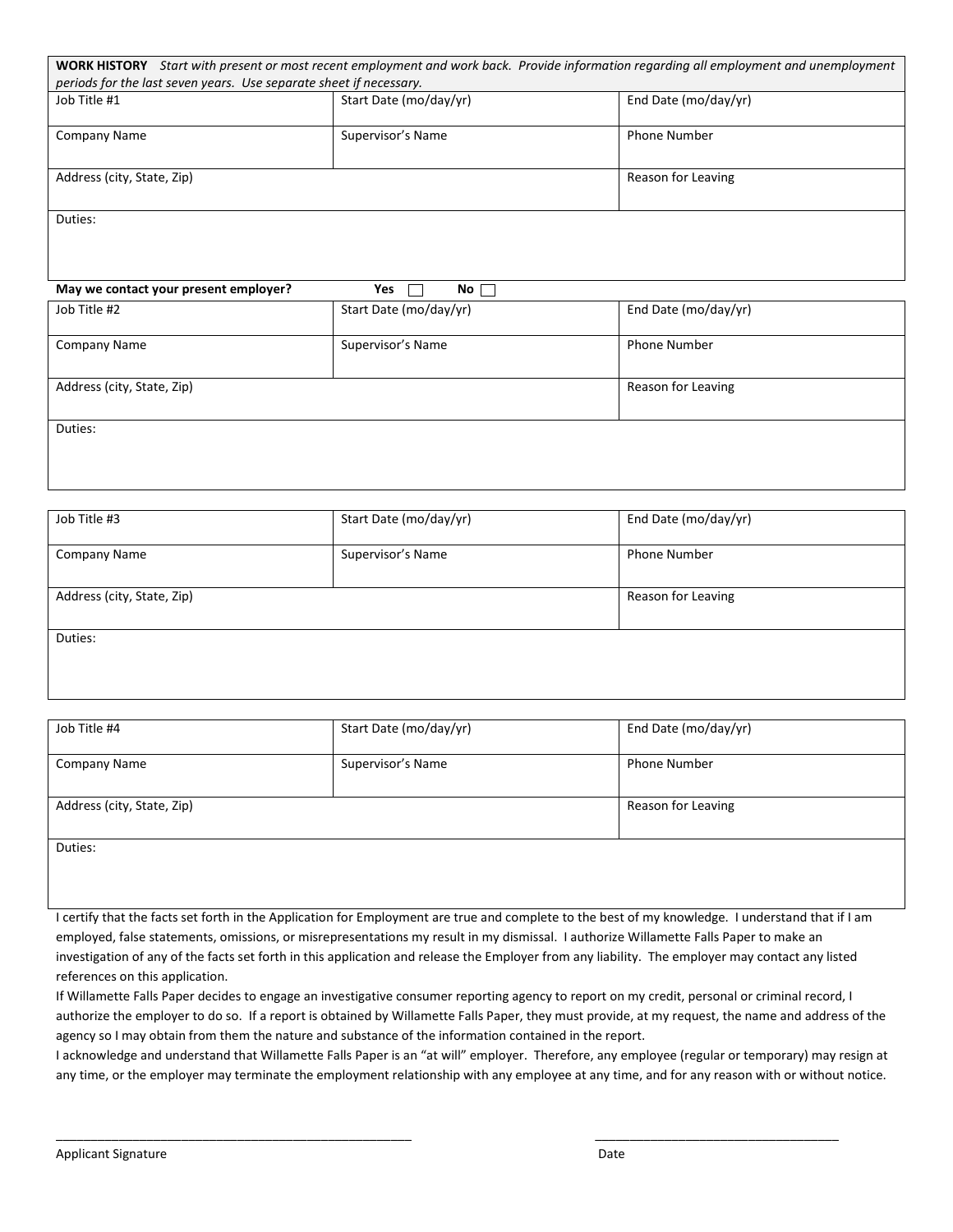**WORK HISTORY** *Start with present or most recent employment and work back. Provide information regarding all employment and unemployment periods for the last seven years. Use separate sheet if necessary.*

| | | |
|---|---|---|
| Job Title #1 | Start Date (mo/day/yr) | End Date (mo/day/yr) |
| Company Name | Supervisor's Name | Phone Number |
| Address (city, State, Zip) | | Reason for Leaving |
| Duties: | | |

**May we contact your present employer?** **Yes** ☐ **No** ☐

| | | |
|---|---|---|
| Job Title #2 | Start Date (mo/day/yr) | End Date (mo/day/yr) |
| Company Name | Supervisor's Name | Phone Number |
| Address (city, State, Zip) | | Reason for Leaving |
| Duties: | | |

| | | |
|---|---|---|
| Job Title #3 | Start Date (mo/day/yr) | End Date (mo/day/yr) |
| Company Name | Supervisor's Name | Phone Number |
| Address (city, State, Zip) | | Reason for Leaving |
| Duties: | | |

| | | |
|---|---|---|
| Job Title #4 | Start Date (mo/day/yr) | End Date (mo/day/yr) |
| Company Name | Supervisor's Name | Phone Number |
| Address (city, State, Zip) | | Reason for Leaving |
| Duties: | | |

I certify that the facts set forth in the Application for Employment are true and complete to the best of my knowledge. I understand that if I am employed, false statements, omissions, or misrepresentations my result in my dismissal. I authorize Willamette Falls Paper to make an investigation of any of the facts set forth in this application and release the Employer from any liability. The employer may contact any listed references on this application.

If Willamette Falls Paper decides to engage an investigative consumer reporting agency to report on my credit, personal or criminal record, I authorize the employer to do so. If a report is obtained by Willamette Falls Paper, they must provide, at my request, the name and address of the agency so I may obtain from them the nature and substance of the information contained in the report.

I acknowledge and understand that Willamette Falls Paper is an "at will" employer. Therefore, any employee (regular or temporary) may resign at any time, or the employer may terminate the employment relationship with any employee at any time, and for any reason with or without notice.

\_\_\_\_\_\_\_\_\_\_\_\_\_\_\_\_\_\_\_\_\_\_\_\_\_\_\_\_\_\_\_\_\_\_\_\_\_\_\_\_
Applicant Signature

\_\_\_\_\_\_\_\_\_\_\_\_\_\_\_\_\_\_\_\_\_\_\_\_\_\_\_\_\_\_
Date